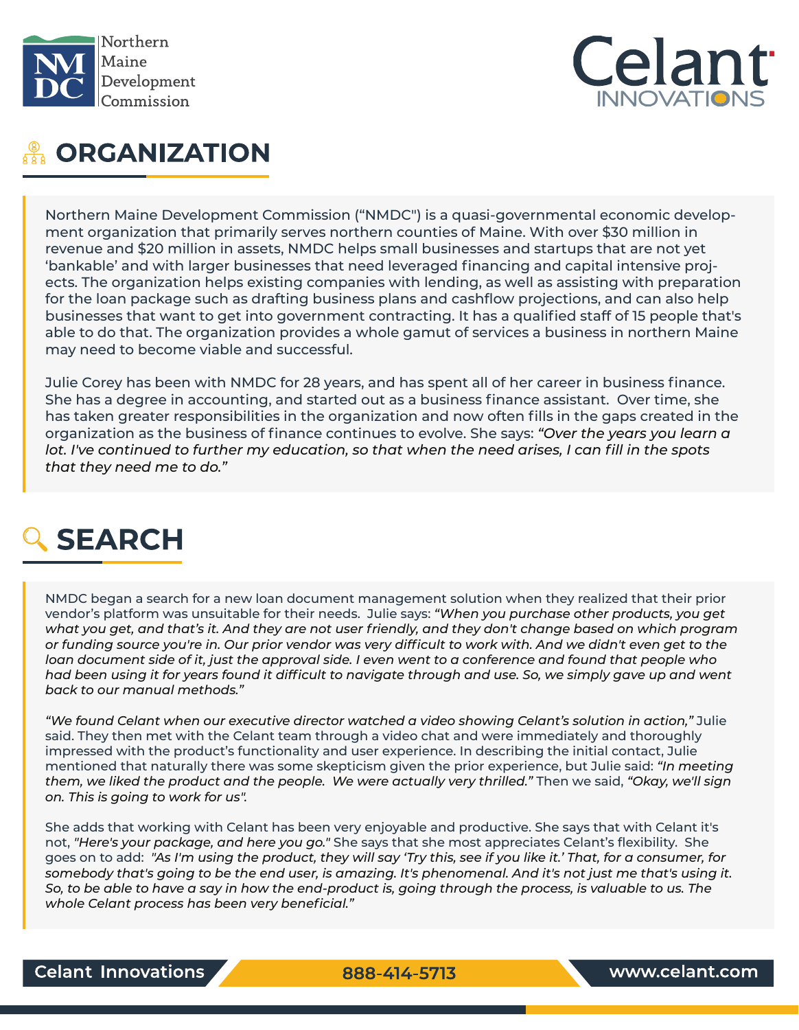Northern Maine Development Commission

Celant INNOVATIONS

## ORGANIZATION

Northern Maine Development Commission ("NMDC") is a quasi-governmental economic development organization that primarily serves northern counties of Maine. With over $30 million in revenue and $20 million in assets, NMDC helps small businesses and startups that are not yet 'bankable' and with larger businesses that need leveraged financing and capital intensive projects. The organization helps existing companies with lending, as well as assisting with preparation for the loan package such as drafting business plans and cashflow projections, and can also help businesses that want to get into government contracting. It has a qualified staff of 15 people that's able to do that. The organization provides a whole gamut of services a business in northern Maine may need to become viable and successful.

Julie Corey has been with NMDC for 28 years, and has spent all of her career in business finance. She has a degree in accounting, and started out as a business finance assistant. Over time, she has taken greater responsibilities in the organization and now often fills in the gaps created in the organization as the business of finance continues to evolve. She says: *"Over the years you learn a lot. I've continued to further my education, so that when the need arises, I can fill in the spots that they need me to do."*

## SEARCH

NMDC began a search for a new loan document management solution when they realized that their prior vendor's platform was unsuitable for their needs. Julie says: *"When you purchase other products, you get what you get, and that's it. And they are not user friendly, and they don't change based on which program or funding source you're in. Our prior vendor was very difficult to work with. And we didn't even get to the loan document side of it, just the approval side. I even went to a conference and found that people who had been using it for years found it difficult to navigate through and use. So, we simply gave up and went back to our manual methods."*

*"We found Celant when our executive director watched a video showing Celant's solution in action,"* Julie said. They then met with the Celant team through a video chat and were immediately and thoroughly impressed with the product's functionality and user experience. In describing the initial contact, Julie mentioned that naturally there was some skepticism given the prior experience, but Julie said: *"In meeting them, we liked the product and the people. We were actually very thrilled."* Then we said, *"Okay, we'll sign on. This is going to work for us".*

She adds that working with Celant has been very enjoyable and productive. She says that with Celant it's not, *"Here's your package, and here you go."* She says that she most appreciates Celant's flexibility. She goes on to add: *"As I'm using the product, they will say 'Try this, see if you like it.' That, for a consumer, for somebody that's going to be the end user, is amazing. It's phenomenal. And it's not just me that's using it. So, to be able to have a say in how the end-product is, going through the process, is valuable to us. The whole Celant process has been very beneficial."*

Celant Innovations | 888-414-5713 | www.celant.com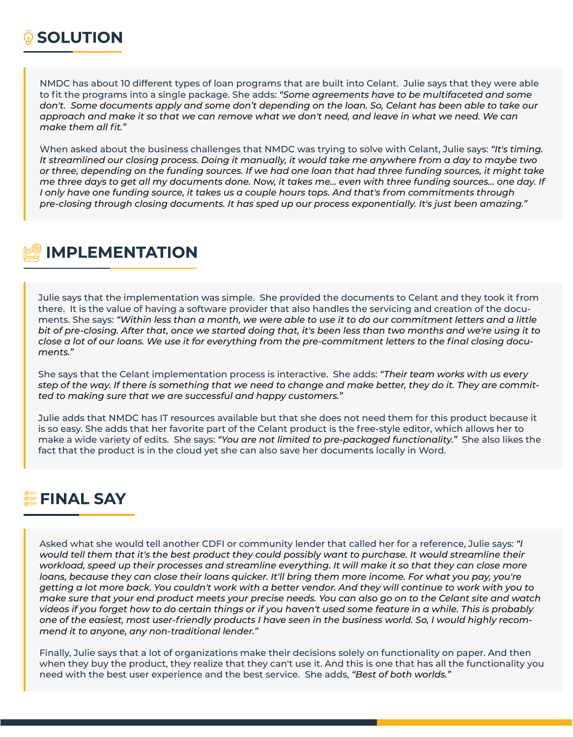## SOLUTION

NMDC has about 10 different types of loan programs that are built into Celant. Julie says that they were able to fit the programs into a single package. She adds: *"Some agreements have to be multifaceted and some don't. Some documents apply and some don't depending on the loan. So, Celant has been able to take our approach and make it so that we can remove what we don't need, and leave in what we need. We can make them all fit."*

When asked about the business challenges that NMDC was trying to solve with Celant, Julie says: *"It's timing. It streamlined our closing process. Doing it manually, it would take me anywhere from a day to maybe two or three, depending on the funding sources. If we had one loan that had three funding sources, it might take me three days to get all my documents done. Now, it takes me… even with three funding sources… one day. If I only have one funding source, it takes us a couple hours tops. And that's from commitments through pre-closing through closing documents. It has sped up our process exponentially. It's just been amazing."*

## IMPLEMENTATION

Julie says that the implementation was simple. She provided the documents to Celant and they took it from there. It is the value of having a software provider that also handles the servicing and creation of the documents. She says: *"Within less than a month, we were able to use it to do our commitment letters and a little bit of pre-closing. After that, once we started doing that, it's been less than two months and we're using it to close a lot of our loans. We use it for everything from the pre-commitment letters to the final closing documents."*

She says that the Celant implementation process is interactive. She adds: *"Their team works with us every step of the way. If there is something that we need to change and make better, they do it. They are committed to making sure that we are successful and happy customers."*

Julie adds that NMDC has IT resources available but that she does not need them for this product because it is so easy. She adds that her favorite part of the Celant product is the free-style editor, which allows her to make a wide variety of edits. She says: *"You are not limited to pre-packaged functionality."* She also likes the fact that the product is in the cloud yet she can also save her documents locally in Word.

## FINAL SAY

Asked what she would tell another CDFI or community lender that called her for a reference, Julie says: *"I would tell them that it's the best product they could possibly want to purchase. It would streamline their workload, speed up their processes and streamline everything. It will make it so that they can close more loans, because they can close their loans quicker. It'll bring them more income. For what you pay, you're getting a lot more back. You couldn't work with a better vendor. And they will continue to work with you to make sure that your end product meets your precise needs. You can also go on to the Celant site and watch videos if you forget how to do certain things or if you haven't used some feature in a while. This is probably one of the easiest, most user-friendly products I have seen in the business world. So, I would highly recommend it to anyone, any non-traditional lender."*

Finally, Julie says that a lot of organizations make their decisions solely on functionality on paper. And then when they buy the product, they realize that they can't use it. And this is one that has all the functionality you need with the best user experience and the best service. She adds, *"Best of both worlds."*